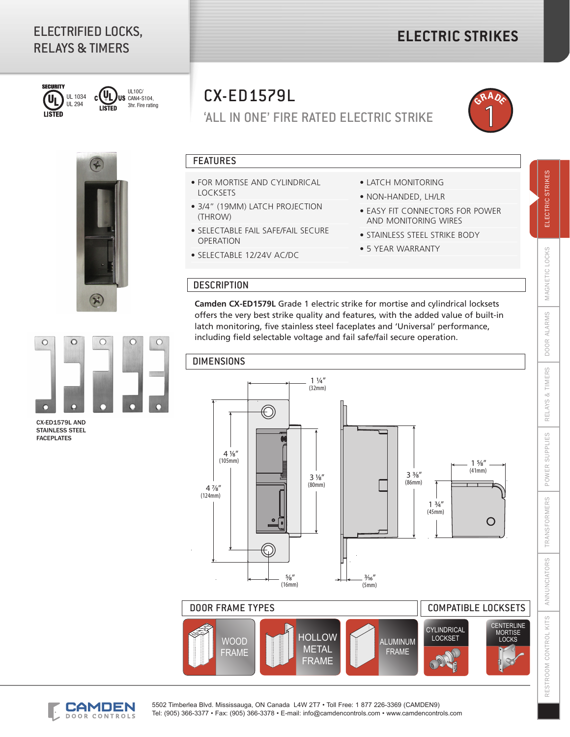ELECTRIFIED LOCKS, RELAYS & TIMERS

# ELECTRIC STRIKES

SECURITY UL LISTED UL 1034 UL 294

c UL US LISTED UL10C/ CAN4-S104, 3hr. Fire rating

## CX-ED1579L

### 'ALL IN ONE' FIRE RATED ELECTRIC STRIKE

GRADE 1

CX-ED1579L AND STAINLESS STEEL FACEPLATES

## FEATURES

- FOR MORTISE AND CYLINDRICAL LOCKSETS
- 3/4" (19MM) LATCH PROJECTION (THROW)
- SELECTABLE FAIL SAFE/FAIL SECURE OPERATION
- SELECTABLE 12/24V AC/DC
- LATCH MONITORING
- NON-HANDED, LH/LR
- EASY FIT CONNECTORS FOR POWER AND MONITORING WIRES
- STAINLESS STEEL STRIKE BODY
- 5 YEAR WARRANTY

## DESCRIPTION

**Camden CX-ED1579L** Grade 1 electric strike for mortise and cylindrical locksets offers the very best strike quality and features, with the added value of built-in latch monitoring, five stainless steel faceplates and 'Universal' performance, including field selectable voltage and fail safe/fail secure operation.

## DIMENSIONS

1 ¼" (32mm)

4 ⅛" (105mm)

4 ⅞" (124mm)

3 ⅛" (80mm)

3 ⅜" (86mm)

1 ⅝" (41mm)

1 ¾" (45mm)

⅝" (16mm)

³⁄₁₆" (5mm)

## DOOR FRAME TYPES

WOOD FRAME

HOLLOW METAL FRAME

ALUMINUM FRAME

## COMPATIBLE LOCKSETS

CYLINDRICAL LOCKSET

CENTERLINE MORTISE LOCKS

ELECTRIC STRIKES | MAGNETIC LOCKS | DOOR ALARMS | RELAYS & TIMERS | POWER SUPPLIES | TRANSFORMERS | ANNUNCIATORS | RESTROOM CONTROL KITS

CAMDEN DOOR CONTROLS

5502 Timberlea Blvd. Mississauga, ON Canada L4W 2T7 • Toll Free: 1 877 226-3369 (CAMDEN9)
Tel: (905) 366-3377 • Fax: (905) 366-3378 • E-mail: info@camdencontrols.com • www.camdencontrols.com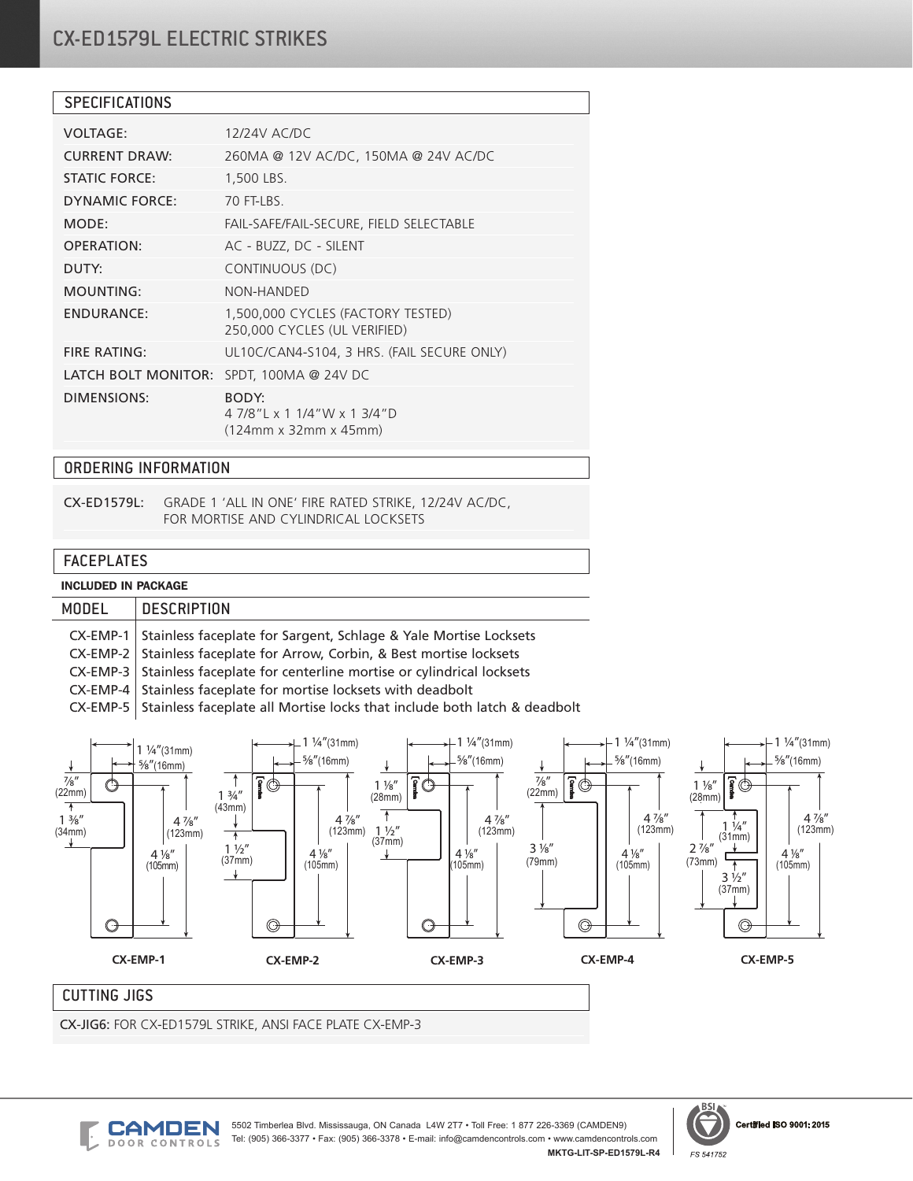# CX-ED1579L ELECTRIC STRIKES

## SPECIFICATIONS

| | |
|---|---|
| VOLTAGE: | 12/24V AC/DC |
| CURRENT DRAW: | 260MA @ 12V AC/DC, 150MA @ 24V AC/DC |
| STATIC FORCE: | 1,500 LBS. |
| DYNAMIC FORCE: | 70 FT-LBS. |
| MODE: | FAIL-SAFE/FAIL-SECURE, FIELD SELECTABLE |
| OPERATION: | AC - BUZZ, DC - SILENT |
| DUTY: | CONTINUOUS (DC) |
| MOUNTING: | NON-HANDED |
| ENDURANCE: | 1,500,000 CYCLES (FACTORY TESTED)<br>250,000 CYCLES (UL VERIFIED) |
| FIRE RATING: | UL10C/CAN4-S104, 3 HRS. (FAIL SECURE ONLY) |
| LATCH BOLT MONITOR: | SPDT, 100MA @ 24V DC |
| DIMENSIONS: | BODY:<br>4 7/8”L x 1 1/4”W x 1 3/4”D<br>(124mm x 32mm x 45mm) |

## ORDERING INFORMATION

CX-ED1579L: GRADE 1 ‘ALL IN ONE’ FIRE RATED STRIKE, 12/24V AC/DC, FOR MORTISE AND CYLINDRICAL LOCKSETS

## FACEPLATES

**INCLUDED IN PACKAGE**

| MODEL | DESCRIPTION |
|---|---|
| CX-EMP-1 | Stainless faceplate for Sargent, Schlage & Yale Mortise Locksets |
| CX-EMP-2 | Stainless faceplate for Arrow, Corbin, & Best mortise locksets |
| CX-EMP-3 | Stainless faceplate for centerline mortise or cylindrical locksets |
| CX-EMP-4 | Stainless faceplate for mortise locksets with deadbolt |
| CX-EMP-5 | Stainless faceplate all Mortise locks that include both latch & deadbolt |

**CX-EMP-1**
1 ¼″(31mm)
⅝″(16mm)
⅞″ (22mm)
1 ⅜″ (34mm)
4 ⅞″ (123mm)
4 ⅛″ (105mm)

**CX-EMP-2**
1 ¼″(31mm)
⅝″(16mm)
1 ¾″ (43mm)
1 ½″ (37mm)
4 ⅞″ (123mm)
4 ⅛″ (105mm)

**CX-EMP-3**
1 ¼″(31mm)
⅝″(16mm)
1 ⅛″ (28mm)
1 ½″ (37mm)
4 ⅞″ (123mm)
4 ⅛″ (105mm)

**CX-EMP-4**
1 ¼″(31mm)
⅝″(16mm)
⅞″ (22mm)
3 ⅛″ (79mm)
4 ⅞″ (123mm)
4 ⅛″ (105mm)

**CX-EMP-5**
1 ¼″(31mm)
⅝″(16mm)
1 ⅛″ (28mm)
1 ¼″ (31mm)
2 ⅞″ (73mm)
3 ½″ (37mm)
4 ⅞″ (123mm)
4 ⅛″ (105mm)

## CUTTING JIGS

CX-JIG6: FOR CX-ED1579L STRIKE, ANSI FACE PLATE CX-EMP-3

CAMDEN DOOR CONTROLS
5502 Timberlea Blvd. Mississauga, ON Canada L4W 2T7 • Toll Free: 1 877 226-3369 (CAMDEN9)
Tel: (905) 366-3377 • Fax: (905) 366-3378 • E-mail: info@camdencontrols.com • www.camdencontrols.com
MKTG-LIT-SP-ED1579L-R4

BSI Certified ISO 9001: 2015
FS 541752